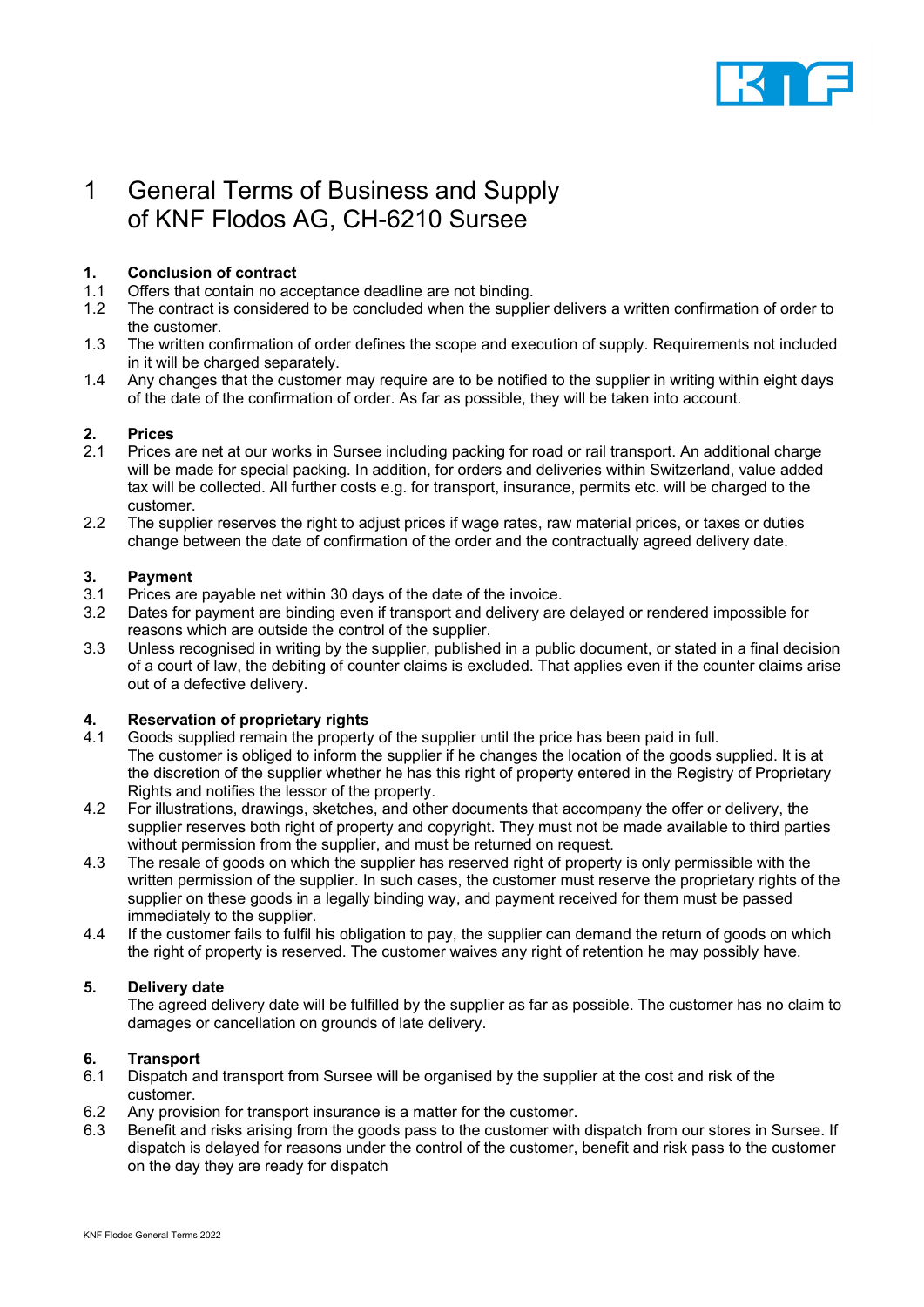# 1 General Terms of Business and Supply of KNF Flodos AG, CH-6210 Sursee

## 1. Conclusion of contract

1.1 Offers that contain no acceptance deadline are not binding.

1.2 The contract is considered to be concluded when the supplier delivers a written confirmation of order to the customer.

1.3 The written confirmation of order defines the scope and execution of supply. Requirements not included in it will be charged separately.

1.4 Any changes that the customer may require are to be notified to the supplier in writing within eight days of the date of the confirmation of order. As far as possible, they will be taken into account.

## 2. Prices

2.1 Prices are net at our works in Sursee including packing for road or rail transport. An additional charge will be made for special packing. In addition, for orders and deliveries within Switzerland, value added tax will be collected. All further costs e.g. for transport, insurance, permits etc. will be charged to the customer.

2.2 The supplier reserves the right to adjust prices if wage rates, raw material prices, or taxes or duties change between the date of confirmation of the order and the contractually agreed delivery date.

## 3. Payment

3.1 Prices are payable net within 30 days of the date of the invoice.

3.2 Dates for payment are binding even if transport and delivery are delayed or rendered impossible for reasons which are outside the control of the supplier.

3.3 Unless recognised in writing by the supplier, published in a public document, or stated in a final decision of a court of law, the debiting of counter claims is excluded. That applies even if the counter claims arise out of a defective delivery.

## 4. Reservation of proprietary rights

4.1 Goods supplied remain the property of the supplier until the price has been paid in full.
The customer is obliged to inform the supplier if he changes the location of the goods supplied. It is at the discretion of the supplier whether he has this right of property entered in the Registry of Proprietary Rights and notifies the lessor of the property.

4.2 For illustrations, drawings, sketches, and other documents that accompany the offer or delivery, the supplier reserves both right of property and copyright. They must not be made available to third parties without permission from the supplier, and must be returned on request.

4.3 The resale of goods on which the supplier has reserved right of property is only permissible with the written permission of the supplier. In such cases, the customer must reserve the proprietary rights of the supplier on these goods in a legally binding way, and payment received for them must be passed immediately to the supplier.

4.4 If the customer fails to fulfil his obligation to pay, the supplier can demand the return of goods on which the right of property is reserved. The customer waives any right of retention he may possibly have.

## 5. Delivery date

The agreed delivery date will be fulfilled by the supplier as far as possible. The customer has no claim to damages or cancellation on grounds of late delivery.

## 6. Transport

6.1 Dispatch and transport from Sursee will be organised by the supplier at the cost and risk of the customer.

6.2 Any provision for transport insurance is a matter for the customer.

6.3 Benefit and risks arising from the goods pass to the customer with dispatch from our stores in Sursee. If dispatch is delayed for reasons under the control of the customer, benefit and risk pass to the customer on the day they are ready for dispatch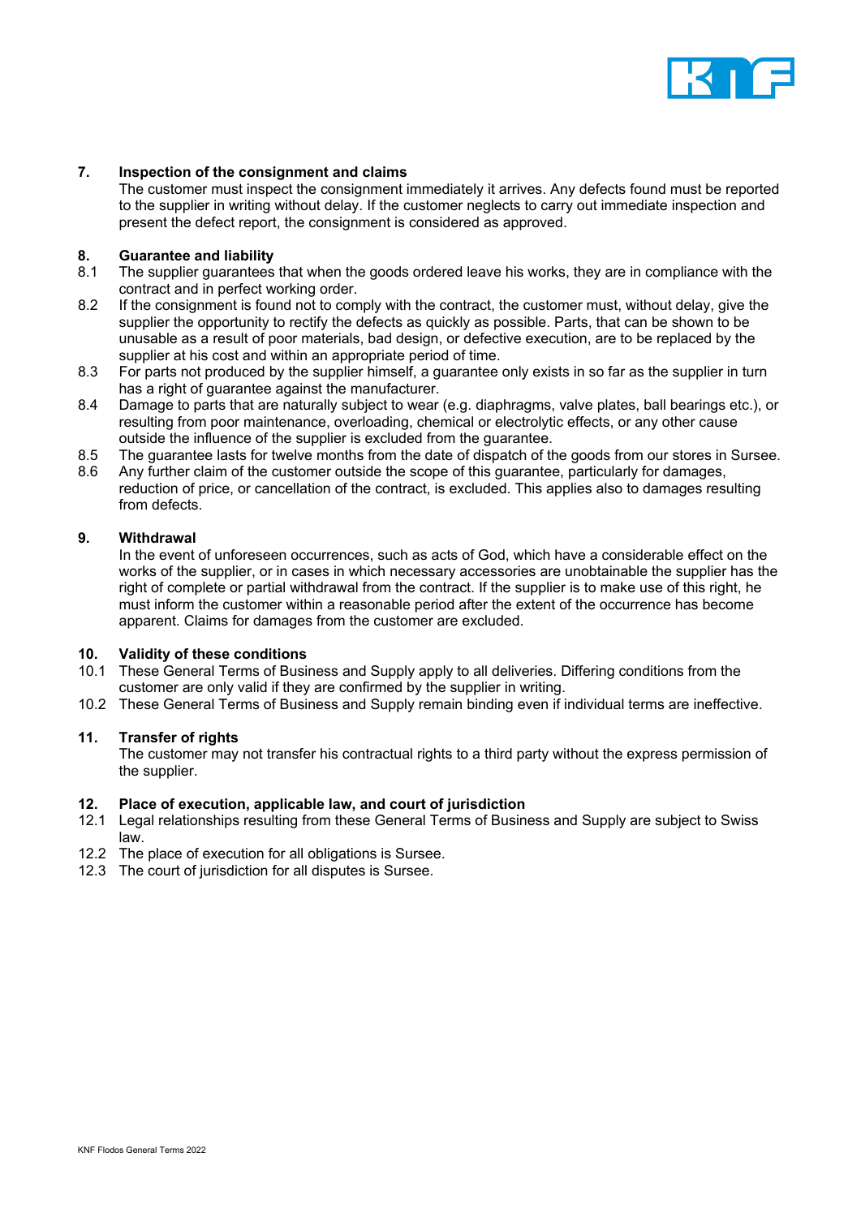## 7. Inspection of the consignment and claims

The customer must inspect the consignment immediately it arrives. Any defects found must be reported to the supplier in writing without delay. If the customer neglects to carry out immediate inspection and present the defect report, the consignment is considered as approved.

## 8. Guarantee and liability

8.1 The supplier guarantees that when the goods ordered leave his works, they are in compliance with the contract and in perfect working order.

8.2 If the consignment is found not to comply with the contract, the customer must, without delay, give the supplier the opportunity to rectify the defects as quickly as possible. Parts, that can be shown to be unusable as a result of poor materials, bad design, or defective execution, are to be replaced by the supplier at his cost and within an appropriate period of time.

8.3 For parts not produced by the supplier himself, a guarantee only exists in so far as the supplier in turn has a right of guarantee against the manufacturer.

8.4 Damage to parts that are naturally subject to wear (e.g. diaphragms, valve plates, ball bearings etc.), or resulting from poor maintenance, overloading, chemical or electrolytic effects, or any other cause outside the influence of the supplier is excluded from the guarantee.

8.5 The guarantee lasts for twelve months from the date of dispatch of the goods from our stores in Sursee.

8.6 Any further claim of the customer outside the scope of this guarantee, particularly for damages, reduction of price, or cancellation of the contract, is excluded. This applies also to damages resulting from defects.

## 9. Withdrawal

In the event of unforeseen occurrences, such as acts of God, which have a considerable effect on the works of the supplier, or in cases in which necessary accessories are unobtainable the supplier has the right of complete or partial withdrawal from the contract. If the supplier is to make use of this right, he must inform the customer within a reasonable period after the extent of the occurrence has become apparent. Claims for damages from the customer are excluded.

## 10. Validity of these conditions

10.1 These General Terms of Business and Supply apply to all deliveries. Differing conditions from the customer are only valid if they are confirmed by the supplier in writing.

10.2 These General Terms of Business and Supply remain binding even if individual terms are ineffective.

## 11. Transfer of rights

The customer may not transfer his contractual rights to a third party without the express permission of the supplier.

## 12. Place of execution, applicable law, and court of jurisdiction

12.1 Legal relationships resulting from these General Terms of Business and Supply are subject to Swiss law.

12.2 The place of execution for all obligations is Sursee.

12.3 The court of jurisdiction for all disputes is Sursee.